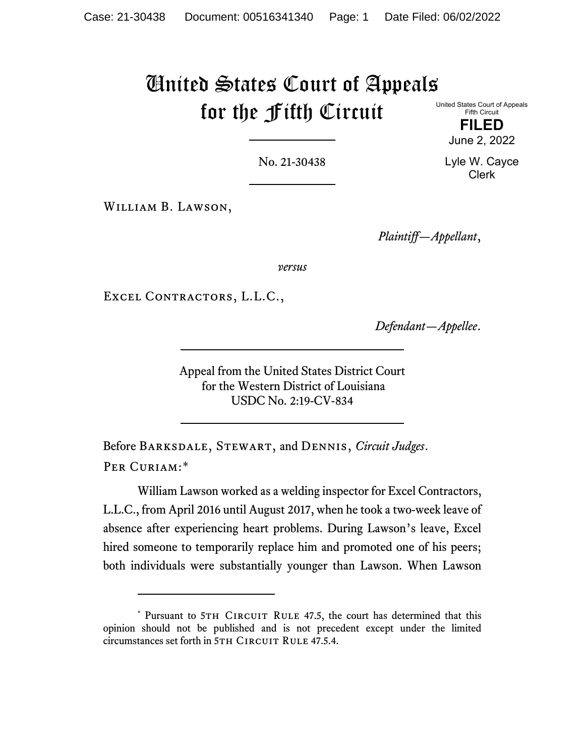# United States Court of Appeals for the Fifth Circuit

United States Court of Appeals
Fifth Circuit
**FILED**
June 2, 2022

Lyle W. Cayce
Clerk

No. 21-30438

William B. Lawson,

*Plaintiff—Appellant*,

*versus*

Excel Contractors, L.L.C.,

*Defendant—Appellee*.

Appeal from the United States District Court
for the Western District of Louisiana
USDC No. 2:19-CV-834

Before Barksdale, Stewart, and Dennis, *Circuit Judges*.

Per Curiam:*

William Lawson worked as a welding inspector for Excel Contractors, L.L.C., from April 2016 until August 2017, when he took a two-week leave of absence after experiencing heart problems. During Lawson's leave, Excel hired someone to temporarily replace him and promoted one of his peers; both individuals were substantially younger than Lawson. When Lawson

---

\* Pursuant to 5th Circuit Rule 47.5, the court has determined that this opinion should not be published and is not precedent except under the limited circumstances set forth in 5th Circuit Rule 47.5.4.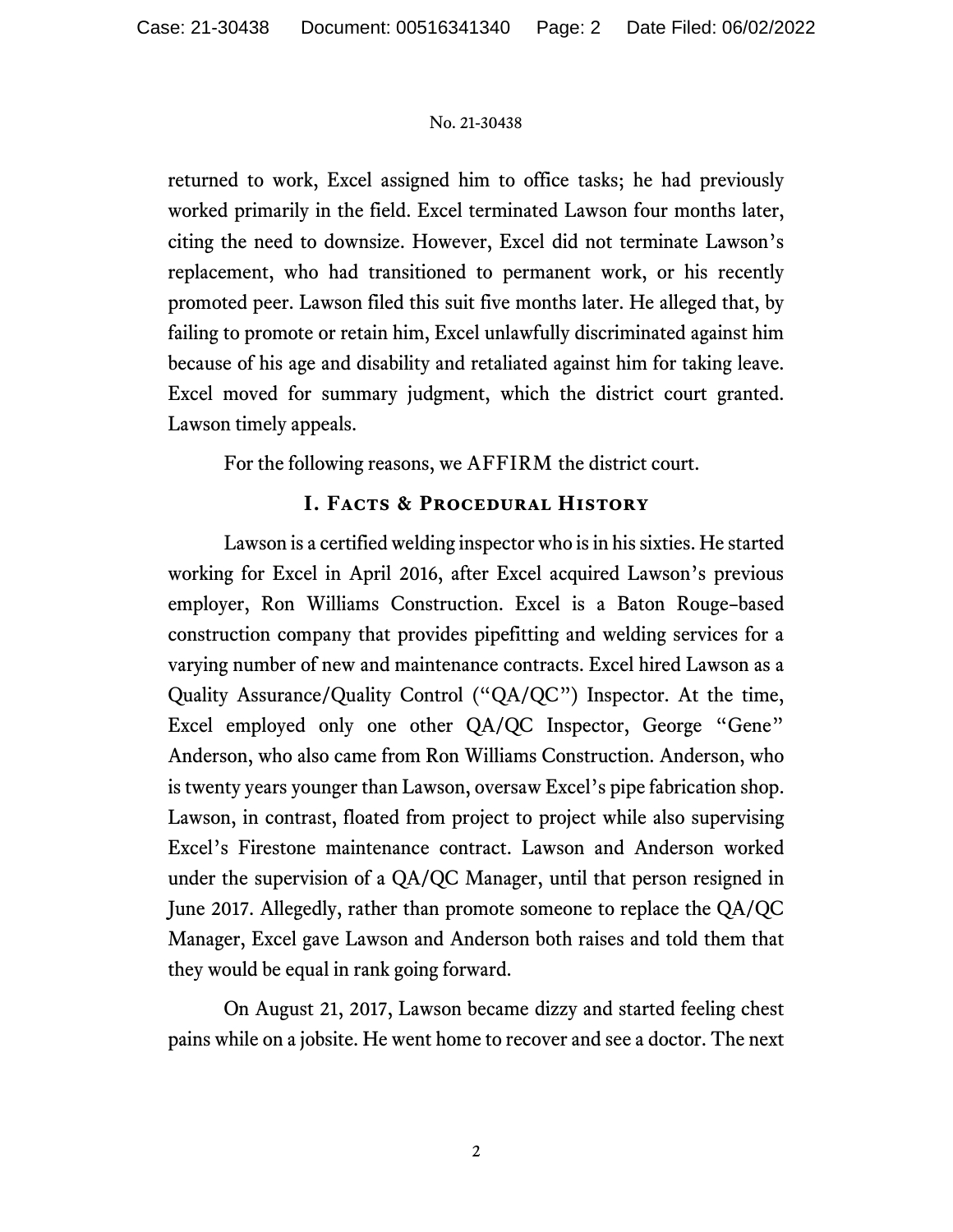returned to work, Excel assigned him to office tasks; he had previously worked primarily in the field. Excel terminated Lawson four months later, citing the need to downsize. However, Excel did not terminate Lawson's replacement, who had transitioned to permanent work, or his recently promoted peer. Lawson filed this suit five months later. He alleged that, by failing to promote or retain him, Excel unlawfully discriminated against him because of his age and disability and retaliated against him for taking leave. Excel moved for summary judgment, which the district court granted. Lawson timely appeals.

For the following reasons, we AFFIRM the district court.

## I. Facts & Procedural History

Lawson is a certified welding inspector who is in his sixties. He started working for Excel in April 2016, after Excel acquired Lawson's previous employer, Ron Williams Construction. Excel is a Baton Rouge–based construction company that provides pipefitting and welding services for a varying number of new and maintenance contracts. Excel hired Lawson as a Quality Assurance/Quality Control ("QA/QC") Inspector. At the time, Excel employed only one other QA/QC Inspector, George "Gene" Anderson, who also came from Ron Williams Construction. Anderson, who is twenty years younger than Lawson, oversaw Excel's pipe fabrication shop. Lawson, in contrast, floated from project to project while also supervising Excel's Firestone maintenance contract. Lawson and Anderson worked under the supervision of a QA/QC Manager, until that person resigned in June 2017. Allegedly, rather than promote someone to replace the QA/QC Manager, Excel gave Lawson and Anderson both raises and told them that they would be equal in rank going forward.

On August 21, 2017, Lawson became dizzy and started feeling chest pains while on a jobsite. He went home to recover and see a doctor. The next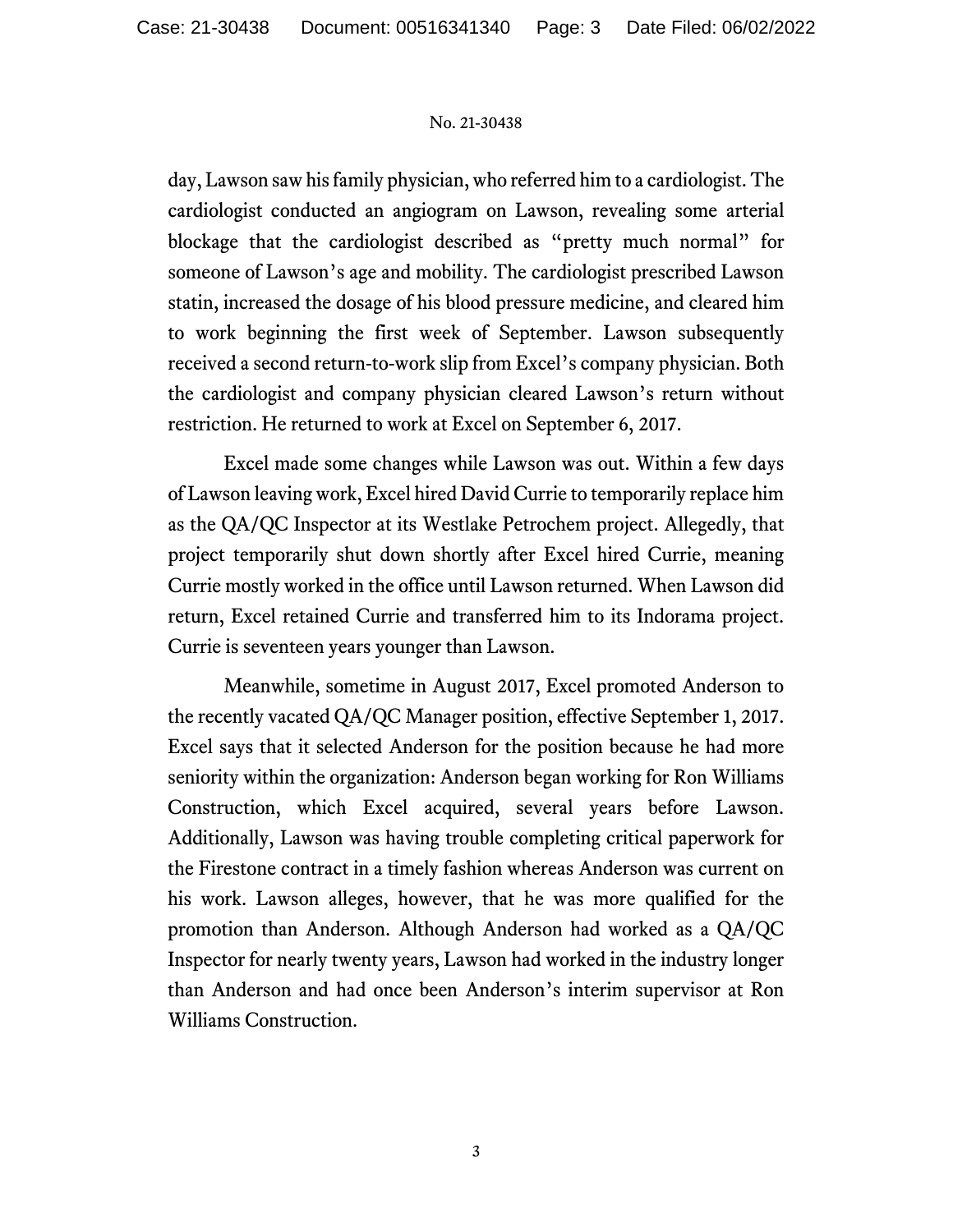day, Lawson saw his family physician, who referred him to a cardiologist. The cardiologist conducted an angiogram on Lawson, revealing some arterial blockage that the cardiologist described as "pretty much normal" for someone of Lawson's age and mobility. The cardiologist prescribed Lawson statin, increased the dosage of his blood pressure medicine, and cleared him to work beginning the first week of September. Lawson subsequently received a second return-to-work slip from Excel's company physician. Both the cardiologist and company physician cleared Lawson's return without restriction. He returned to work at Excel on September 6, 2017.

Excel made some changes while Lawson was out. Within a few days of Lawson leaving work, Excel hired David Currie to temporarily replace him as the QA/QC Inspector at its Westlake Petrochem project. Allegedly, that project temporarily shut down shortly after Excel hired Currie, meaning Currie mostly worked in the office until Lawson returned. When Lawson did return, Excel retained Currie and transferred him to its Indorama project. Currie is seventeen years younger than Lawson.

Meanwhile, sometime in August 2017, Excel promoted Anderson to the recently vacated QA/QC Manager position, effective September 1, 2017. Excel says that it selected Anderson for the position because he had more seniority within the organization: Anderson began working for Ron Williams Construction, which Excel acquired, several years before Lawson. Additionally, Lawson was having trouble completing critical paperwork for the Firestone contract in a timely fashion whereas Anderson was current on his work. Lawson alleges, however, that he was more qualified for the promotion than Anderson. Although Anderson had worked as a QA/QC Inspector for nearly twenty years, Lawson had worked in the industry longer than Anderson and had once been Anderson's interim supervisor at Ron Williams Construction.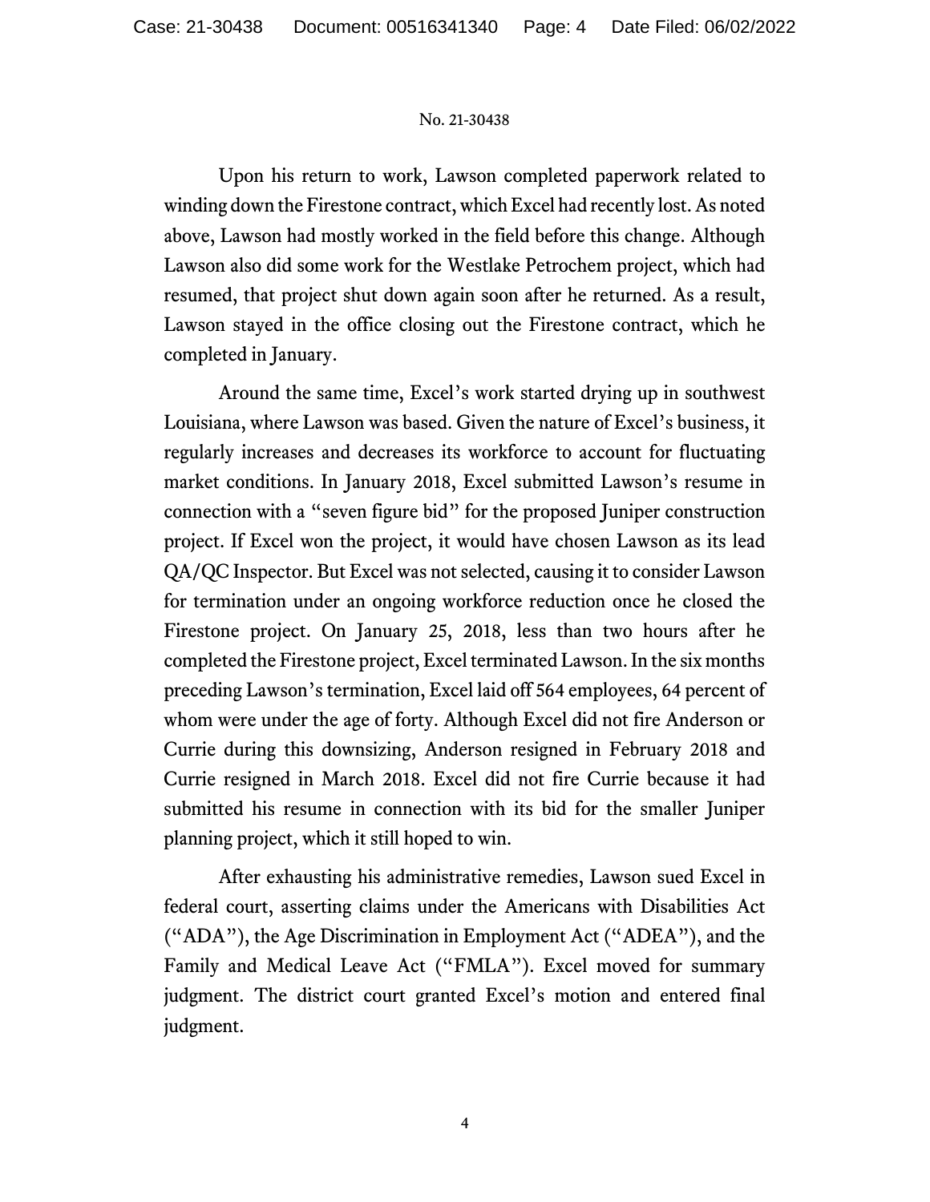Upon his return to work, Lawson completed paperwork related to winding down the Firestone contract, which Excel had recently lost. As noted above, Lawson had mostly worked in the field before this change. Although Lawson also did some work for the Westlake Petrochem project, which had resumed, that project shut down again soon after he returned. As a result, Lawson stayed in the office closing out the Firestone contract, which he completed in January.

Around the same time, Excel's work started drying up in southwest Louisiana, where Lawson was based. Given the nature of Excel's business, it regularly increases and decreases its workforce to account for fluctuating market conditions. In January 2018, Excel submitted Lawson's resume in connection with a "seven figure bid" for the proposed Juniper construction project. If Excel won the project, it would have chosen Lawson as its lead QA/QC Inspector. But Excel was not selected, causing it to consider Lawson for termination under an ongoing workforce reduction once he closed the Firestone project. On January 25, 2018, less than two hours after he completed the Firestone project, Excel terminated Lawson. In the six months preceding Lawson's termination, Excel laid off 564 employees, 64 percent of whom were under the age of forty. Although Excel did not fire Anderson or Currie during this downsizing, Anderson resigned in February 2018 and Currie resigned in March 2018. Excel did not fire Currie because it had submitted his resume in connection with its bid for the smaller Juniper planning project, which it still hoped to win.

After exhausting his administrative remedies, Lawson sued Excel in federal court, asserting claims under the Americans with Disabilities Act ("ADA"), the Age Discrimination in Employment Act ("ADEA"), and the Family and Medical Leave Act ("FMLA"). Excel moved for summary judgment. The district court granted Excel's motion and entered final judgment.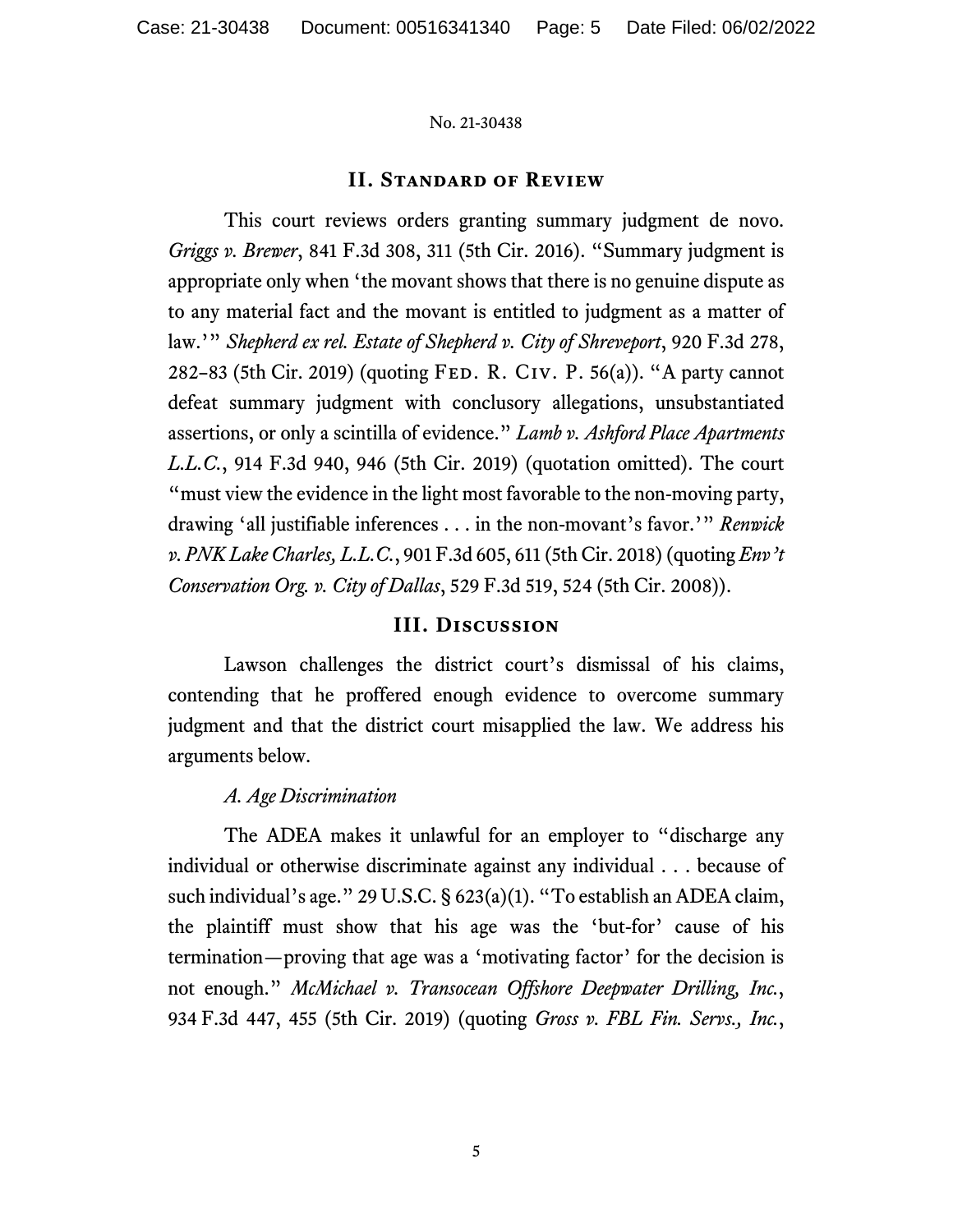## II. Standard of Review

This court reviews orders granting summary judgment de novo. *Griggs v. Brewer*, 841 F.3d 308, 311 (5th Cir. 2016). "Summary judgment is appropriate only when 'the movant shows that there is no genuine dispute as to any material fact and the movant is entitled to judgment as a matter of law.'" *Shepherd ex rel. Estate of Shepherd v. City of Shreveport*, 920 F.3d 278, 282–83 (5th Cir. 2019) (quoting Fed. R. Civ. P. 56(a)). "A party cannot defeat summary judgment with conclusory allegations, unsubstantiated assertions, or only a scintilla of evidence." *Lamb v. Ashford Place Apartments L.L.C.*, 914 F.3d 940, 946 (5th Cir. 2019) (quotation omitted). The court "must view the evidence in the light most favorable to the non-moving party, drawing 'all justifiable inferences . . . in the non-movant's favor.'" *Renwick v. PNK Lake Charles, L.L.C.*, 901 F.3d 605, 611 (5th Cir. 2018) (quoting *Env't Conservation Org. v. City of Dallas*, 529 F.3d 519, 524 (5th Cir. 2008)).

## III. Discussion

Lawson challenges the district court's dismissal of his claims, contending that he proffered enough evidence to overcome summary judgment and that the district court misapplied the law. We address his arguments below.

### *A. Age Discrimination*

The ADEA makes it unlawful for an employer to "discharge any individual or otherwise discriminate against any individual . . . because of such individual's age." 29 U.S.C. § 623(a)(1). "To establish an ADEA claim, the plaintiff must show that his age was the 'but-for' cause of his termination—proving that age was a 'motivating factor' for the decision is not enough." *McMichael v. Transocean Offshore Deepwater Drilling, Inc.*, 934 F.3d 447, 455 (5th Cir. 2019) (quoting *Gross v. FBL Fin. Servs., Inc.*,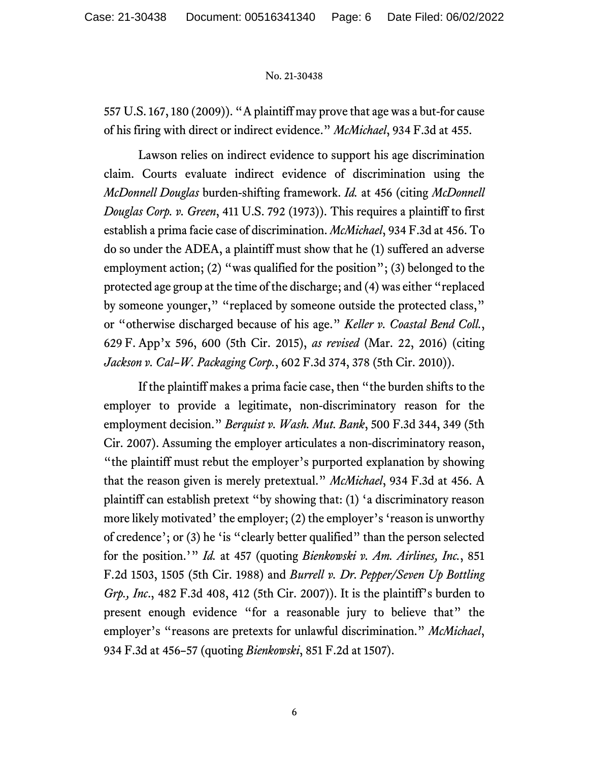557 U.S. 167, 180 (2009)). "A plaintiff may prove that age was a but-for cause of his firing with direct or indirect evidence." *McMichael*, 934 F.3d at 455.

Lawson relies on indirect evidence to support his age discrimination claim. Courts evaluate indirect evidence of discrimination using the *McDonnell Douglas* burden-shifting framework. *Id.* at 456 (citing *McDonnell Douglas Corp. v. Green*, 411 U.S. 792 (1973)). This requires a plaintiff to first establish a prima facie case of discrimination. *McMichael*, 934 F.3d at 456. To do so under the ADEA, a plaintiff must show that he (1) suffered an adverse employment action; (2) "was qualified for the position"; (3) belonged to the protected age group at the time of the discharge; and (4) was either "replaced by someone younger," "replaced by someone outside the protected class," or "otherwise discharged because of his age." *Keller v. Coastal Bend Coll.*, 629 F. App'x 596, 600 (5th Cir. 2015), *as revised* (Mar. 22, 2016) (citing *Jackson v. Cal–W. Packaging Corp.*, 602 F.3d 374, 378 (5th Cir. 2010)).

If the plaintiff makes a prima facie case, then "the burden shifts to the employer to provide a legitimate, non-discriminatory reason for the employment decision." *Berquist v. Wash. Mut. Bank*, 500 F.3d 344, 349 (5th Cir. 2007). Assuming the employer articulates a non-discriminatory reason, "the plaintiff must rebut the employer's purported explanation by showing that the reason given is merely pretextual." *McMichael*, 934 F.3d at 456. A plaintiff can establish pretext "by showing that: (1) 'a discriminatory reason more likely motivated' the employer; (2) the employer's 'reason is unworthy of credence'; or (3) he 'is "clearly better qualified" than the person selected for the position.'" *Id.* at 457 (quoting *Bienkowski v. Am. Airlines, Inc.*, 851 F.2d 1503, 1505 (5th Cir. 1988) and *Burrell v. Dr. Pepper/Seven Up Bottling Grp., Inc.*, 482 F.3d 408, 412 (5th Cir. 2007)). It is the plaintiff's burden to present enough evidence "for a reasonable jury to believe that" the employer's "reasons are pretexts for unlawful discrimination." *McMichael*, 934 F.3d at 456–57 (quoting *Bienkowski*, 851 F.2d at 1507).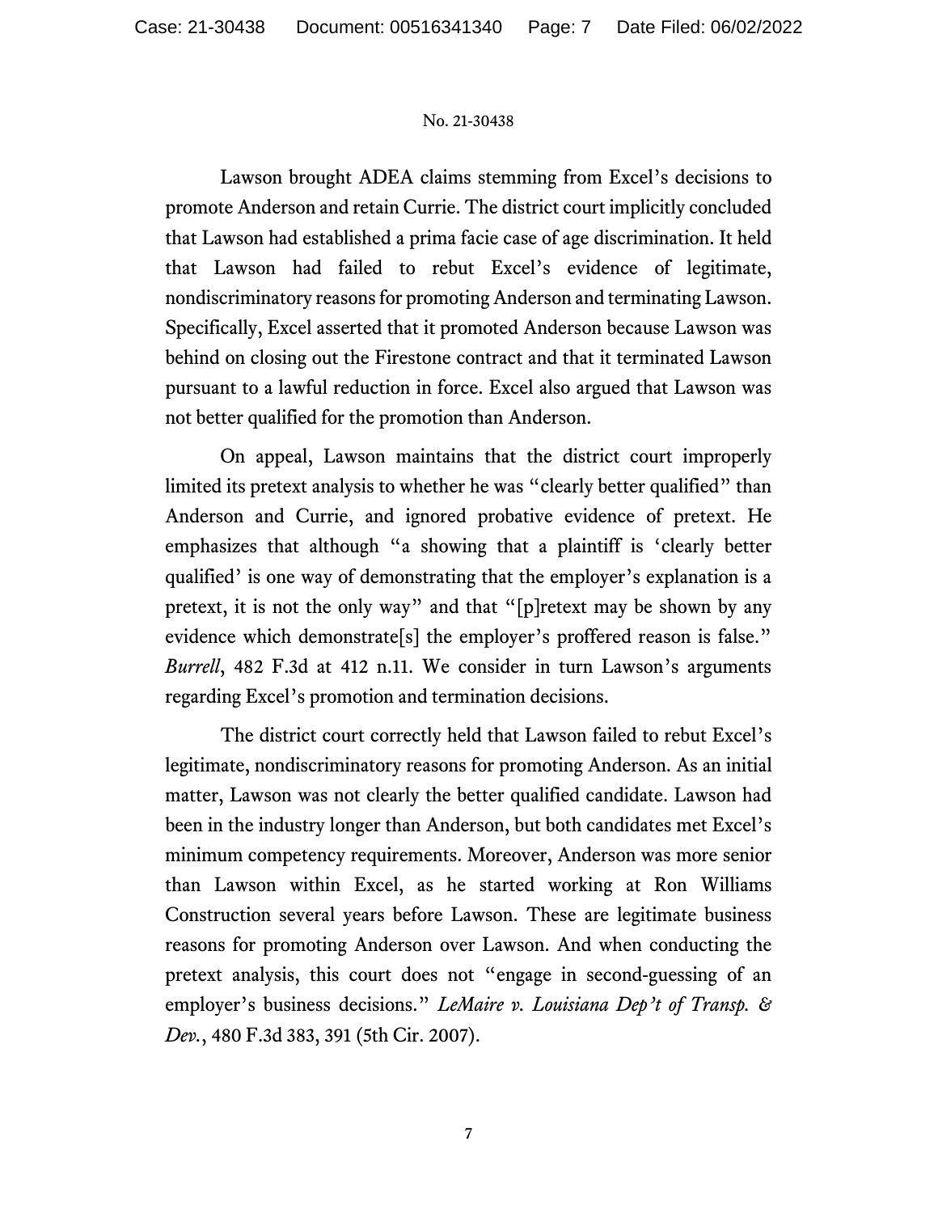Lawson brought ADEA claims stemming from Excel's decisions to promote Anderson and retain Currie. The district court implicitly concluded that Lawson had established a prima facie case of age discrimination. It held that Lawson had failed to rebut Excel's evidence of legitimate, nondiscriminatory reasons for promoting Anderson and terminating Lawson. Specifically, Excel asserted that it promoted Anderson because Lawson was behind on closing out the Firestone contract and that it terminated Lawson pursuant to a lawful reduction in force. Excel also argued that Lawson was not better qualified for the promotion than Anderson.

On appeal, Lawson maintains that the district court improperly limited its pretext analysis to whether he was "clearly better qualified" than Anderson and Currie, and ignored probative evidence of pretext. He emphasizes that although "a showing that a plaintiff is 'clearly better qualified' is one way of demonstrating that the employer's explanation is a pretext, it is not the only way" and that "[p]retext may be shown by any evidence which demonstrate[s] the employer's proffered reason is false." *Burrell*, 482 F.3d at 412 n.11. We consider in turn Lawson's arguments regarding Excel's promotion and termination decisions.

The district court correctly held that Lawson failed to rebut Excel's legitimate, nondiscriminatory reasons for promoting Anderson. As an initial matter, Lawson was not clearly the better qualified candidate. Lawson had been in the industry longer than Anderson, but both candidates met Excel's minimum competency requirements. Moreover, Anderson was more senior than Lawson within Excel, as he started working at Ron Williams Construction several years before Lawson. These are legitimate business reasons for promoting Anderson over Lawson. And when conducting the pretext analysis, this court does not "engage in second-guessing of an employer's business decisions." *LeMaire v. Louisiana Dep't of Transp. & Dev.*, 480 F.3d 383, 391 (5th Cir. 2007).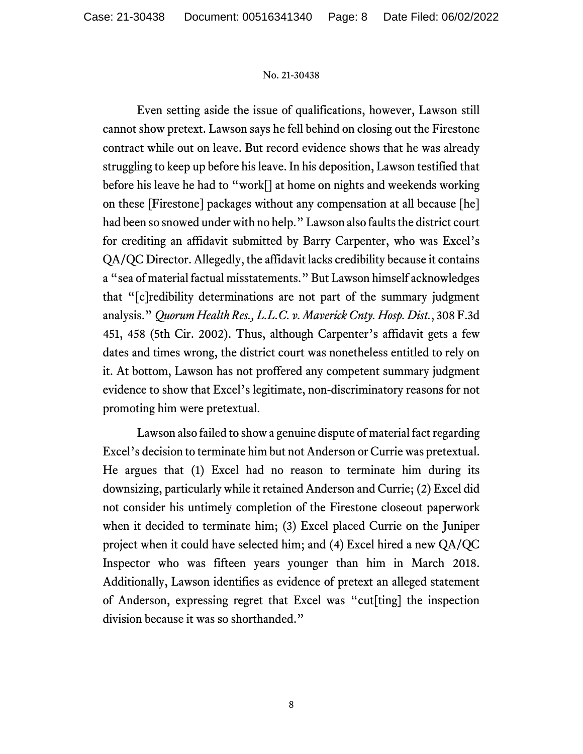Even setting aside the issue of qualifications, however, Lawson still cannot show pretext. Lawson says he fell behind on closing out the Firestone contract while out on leave. But record evidence shows that he was already struggling to keep up before his leave. In his deposition, Lawson testified that before his leave he had to "work[] at home on nights and weekends working on these [Firestone] packages without any compensation at all because [he] had been so snowed under with no help." Lawson also faults the district court for crediting an affidavit submitted by Barry Carpenter, who was Excel's QA/QC Director. Allegedly, the affidavit lacks credibility because it contains a "sea of material factual misstatements." But Lawson himself acknowledges that "[c]redibility determinations are not part of the summary judgment analysis." *Quorum Health Res., L.L.C. v. Maverick Cnty. Hosp. Dist.*, 308 F.3d 451, 458 (5th Cir. 2002). Thus, although Carpenter's affidavit gets a few dates and times wrong, the district court was nonetheless entitled to rely on it. At bottom, Lawson has not proffered any competent summary judgment evidence to show that Excel's legitimate, non-discriminatory reasons for not promoting him were pretextual.

Lawson also failed to show a genuine dispute of material fact regarding Excel's decision to terminate him but not Anderson or Currie was pretextual. He argues that (1) Excel had no reason to terminate him during its downsizing, particularly while it retained Anderson and Currie; (2) Excel did not consider his untimely completion of the Firestone closeout paperwork when it decided to terminate him; (3) Excel placed Currie on the Juniper project when it could have selected him; and (4) Excel hired a new QA/QC Inspector who was fifteen years younger than him in March 2018. Additionally, Lawson identifies as evidence of pretext an alleged statement of Anderson, expressing regret that Excel was "cut[ting] the inspection division because it was so shorthanded."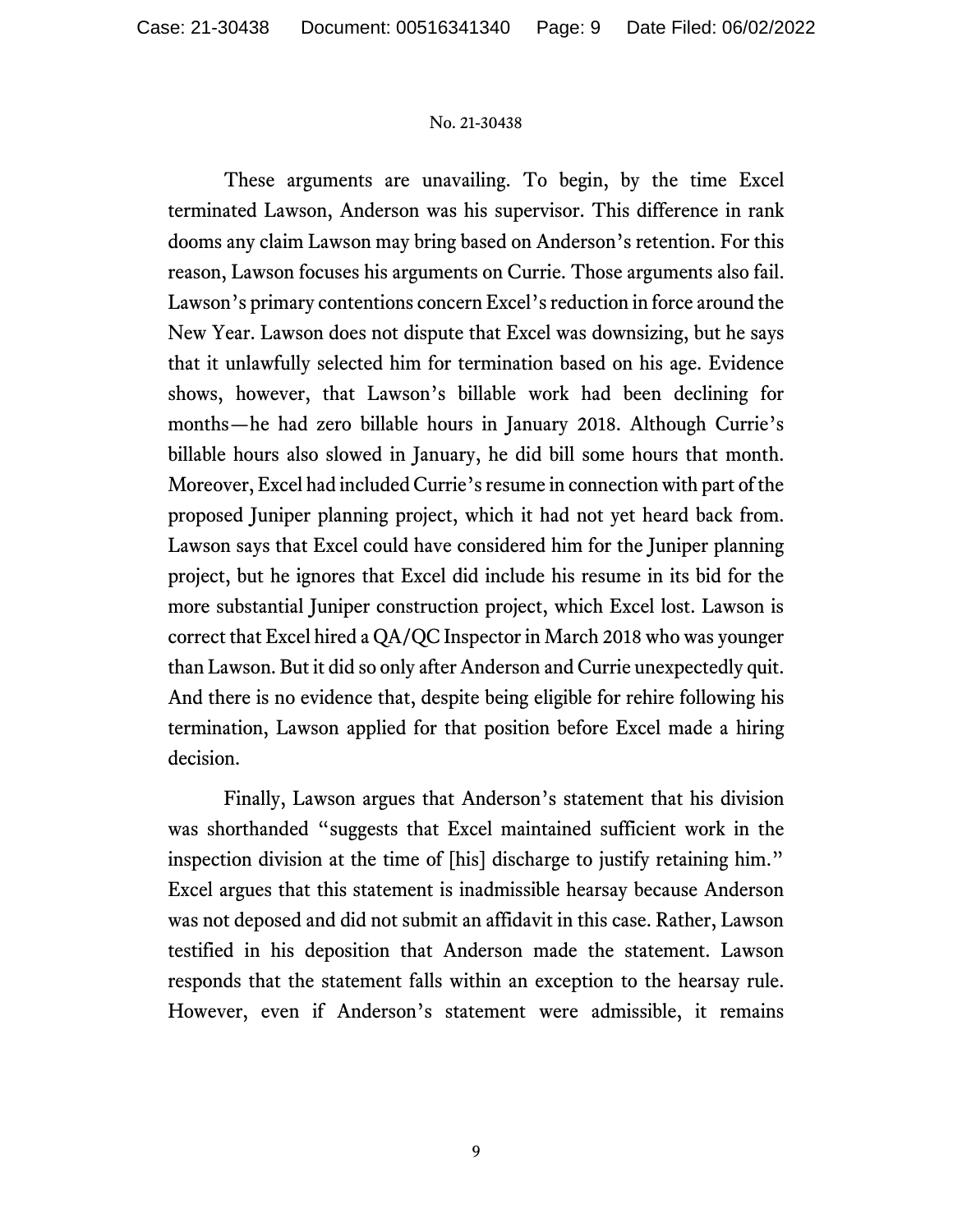These arguments are unavailing. To begin, by the time Excel terminated Lawson, Anderson was his supervisor. This difference in rank dooms any claim Lawson may bring based on Anderson's retention. For this reason, Lawson focuses his arguments on Currie. Those arguments also fail. Lawson's primary contentions concern Excel's reduction in force around the New Year. Lawson does not dispute that Excel was downsizing, but he says that it unlawfully selected him for termination based on his age. Evidence shows, however, that Lawson's billable work had been declining for months—he had zero billable hours in January 2018. Although Currie's billable hours also slowed in January, he did bill some hours that month. Moreover, Excel had included Currie's resume in connection with part of the proposed Juniper planning project, which it had not yet heard back from. Lawson says that Excel could have considered him for the Juniper planning project, but he ignores that Excel did include his resume in its bid for the more substantial Juniper construction project, which Excel lost. Lawson is correct that Excel hired a QA/QC Inspector in March 2018 who was younger than Lawson. But it did so only after Anderson and Currie unexpectedly quit. And there is no evidence that, despite being eligible for rehire following his termination, Lawson applied for that position before Excel made a hiring decision.

Finally, Lawson argues that Anderson's statement that his division was shorthanded "suggests that Excel maintained sufficient work in the inspection division at the time of [his] discharge to justify retaining him." Excel argues that this statement is inadmissible hearsay because Anderson was not deposed and did not submit an affidavit in this case. Rather, Lawson testified in his deposition that Anderson made the statement. Lawson responds that the statement falls within an exception to the hearsay rule. However, even if Anderson's statement were admissible, it remains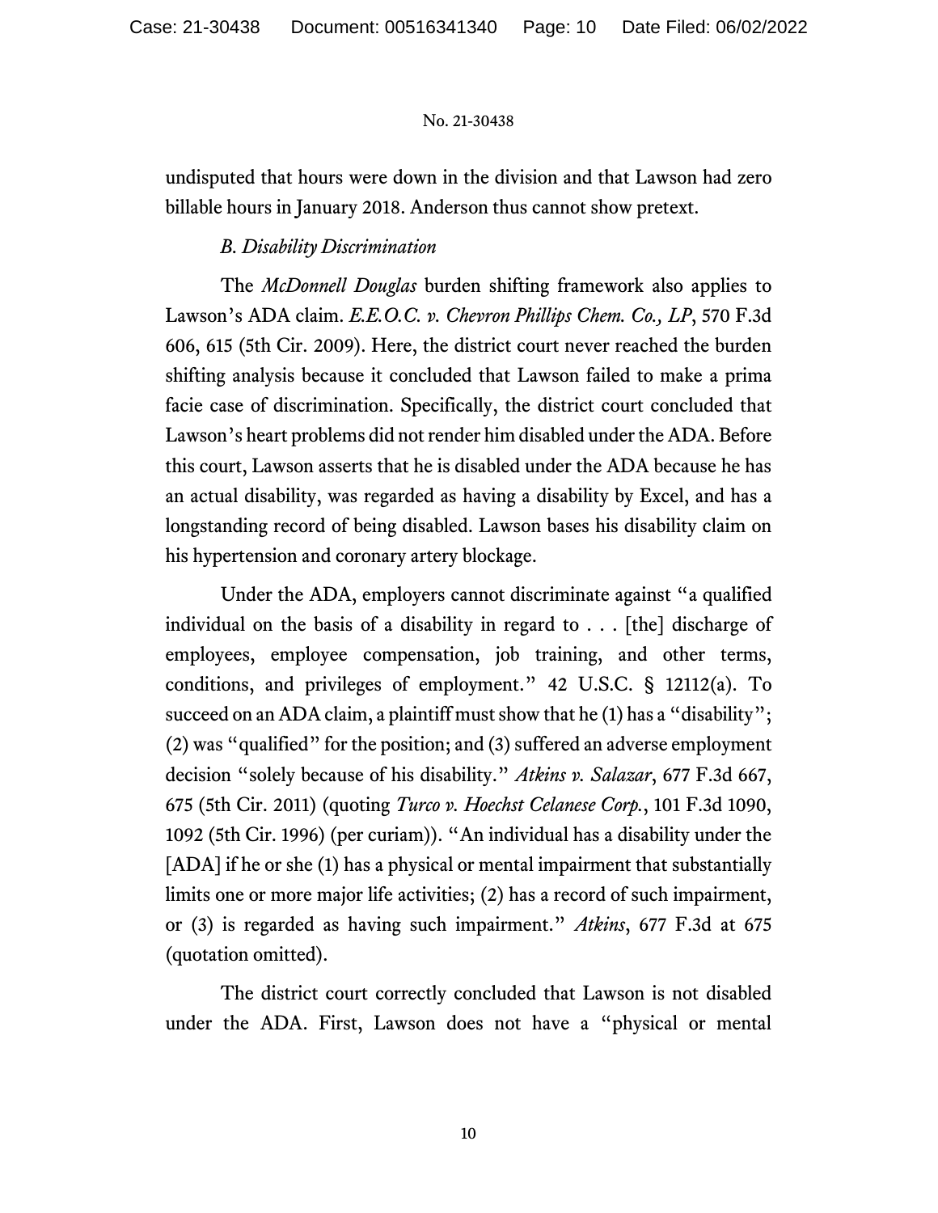undisputed that hours were down in the division and that Lawson had zero billable hours in January 2018. Anderson thus cannot show pretext.

*B. Disability Discrimination*

The *McDonnell Douglas* burden shifting framework also applies to Lawson's ADA claim. *E.E.O.C. v. Chevron Phillips Chem. Co., LP*, 570 F.3d 606, 615 (5th Cir. 2009). Here, the district court never reached the burden shifting analysis because it concluded that Lawson failed to make a prima facie case of discrimination. Specifically, the district court concluded that Lawson's heart problems did not render him disabled under the ADA. Before this court, Lawson asserts that he is disabled under the ADA because he has an actual disability, was regarded as having a disability by Excel, and has a longstanding record of being disabled. Lawson bases his disability claim on his hypertension and coronary artery blockage.

Under the ADA, employers cannot discriminate against "a qualified individual on the basis of a disability in regard to . . . [the] discharge of employees, employee compensation, job training, and other terms, conditions, and privileges of employment." 42 U.S.C. § 12112(a). To succeed on an ADA claim, a plaintiff must show that he (1) has a "disability"; (2) was "qualified" for the position; and (3) suffered an adverse employment decision "solely because of his disability." *Atkins v. Salazar*, 677 F.3d 667, 675 (5th Cir. 2011) (quoting *Turco v. Hoechst Celanese Corp.*, 101 F.3d 1090, 1092 (5th Cir. 1996) (per curiam)). "An individual has a disability under the [ADA] if he or she (1) has a physical or mental impairment that substantially limits one or more major life activities; (2) has a record of such impairment, or (3) is regarded as having such impairment." *Atkins*, 677 F.3d at 675 (quotation omitted).

The district court correctly concluded that Lawson is not disabled under the ADA. First, Lawson does not have a "physical or mental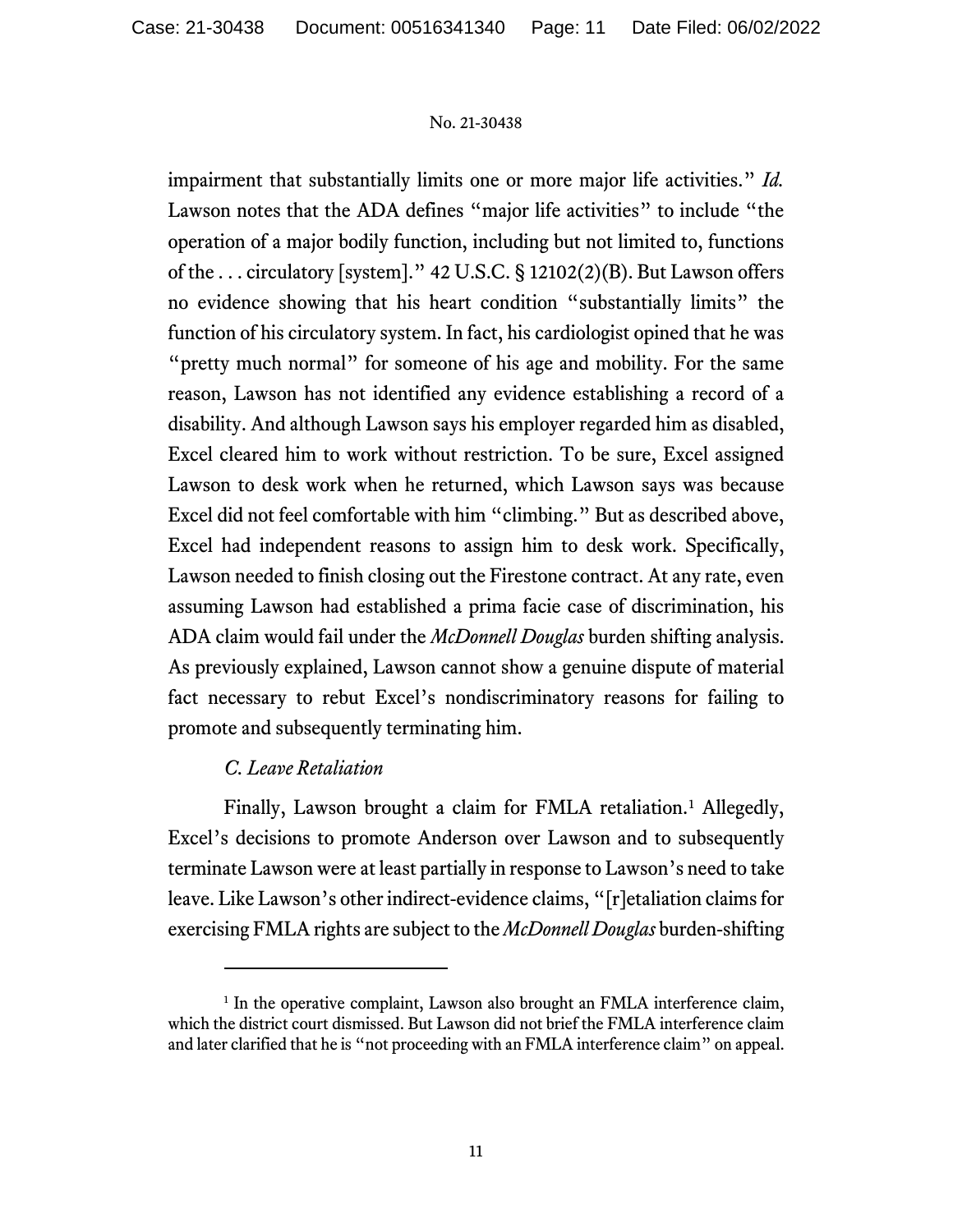impairment that substantially limits one or more major life activities." *Id.* Lawson notes that the ADA defines "major life activities" to include "the operation of a major bodily function, including but not limited to, functions of the . . . circulatory [system]." 42 U.S.C. § 12102(2)(B). But Lawson offers no evidence showing that his heart condition "substantially limits" the function of his circulatory system. In fact, his cardiologist opined that he was "pretty much normal" for someone of his age and mobility. For the same reason, Lawson has not identified any evidence establishing a record of a disability. And although Lawson says his employer regarded him as disabled, Excel cleared him to work without restriction. To be sure, Excel assigned Lawson to desk work when he returned, which Lawson says was because Excel did not feel comfortable with him "climbing." But as described above, Excel had independent reasons to assign him to desk work. Specifically, Lawson needed to finish closing out the Firestone contract. At any rate, even assuming Lawson had established a prima facie case of discrimination, his ADA claim would fail under the *McDonnell Douglas* burden shifting analysis. As previously explained, Lawson cannot show a genuine dispute of material fact necessary to rebut Excel's nondiscriminatory reasons for failing to promote and subsequently terminating him.

*C. Leave Retaliation*

Finally, Lawson brought a claim for FMLA retaliation.[1] Allegedly, Excel's decisions to promote Anderson over Lawson and to subsequently terminate Lawson were at least partially in response to Lawson's need to take leave. Like Lawson's other indirect-evidence claims, "[r]etaliation claims for exercising FMLA rights are subject to the *McDonnell Douglas* burden-shifting

---

[1] In the operative complaint, Lawson also brought an FMLA interference claim, which the district court dismissed. But Lawson did not brief the FMLA interference claim and later clarified that he is "not proceeding with an FMLA interference claim" on appeal.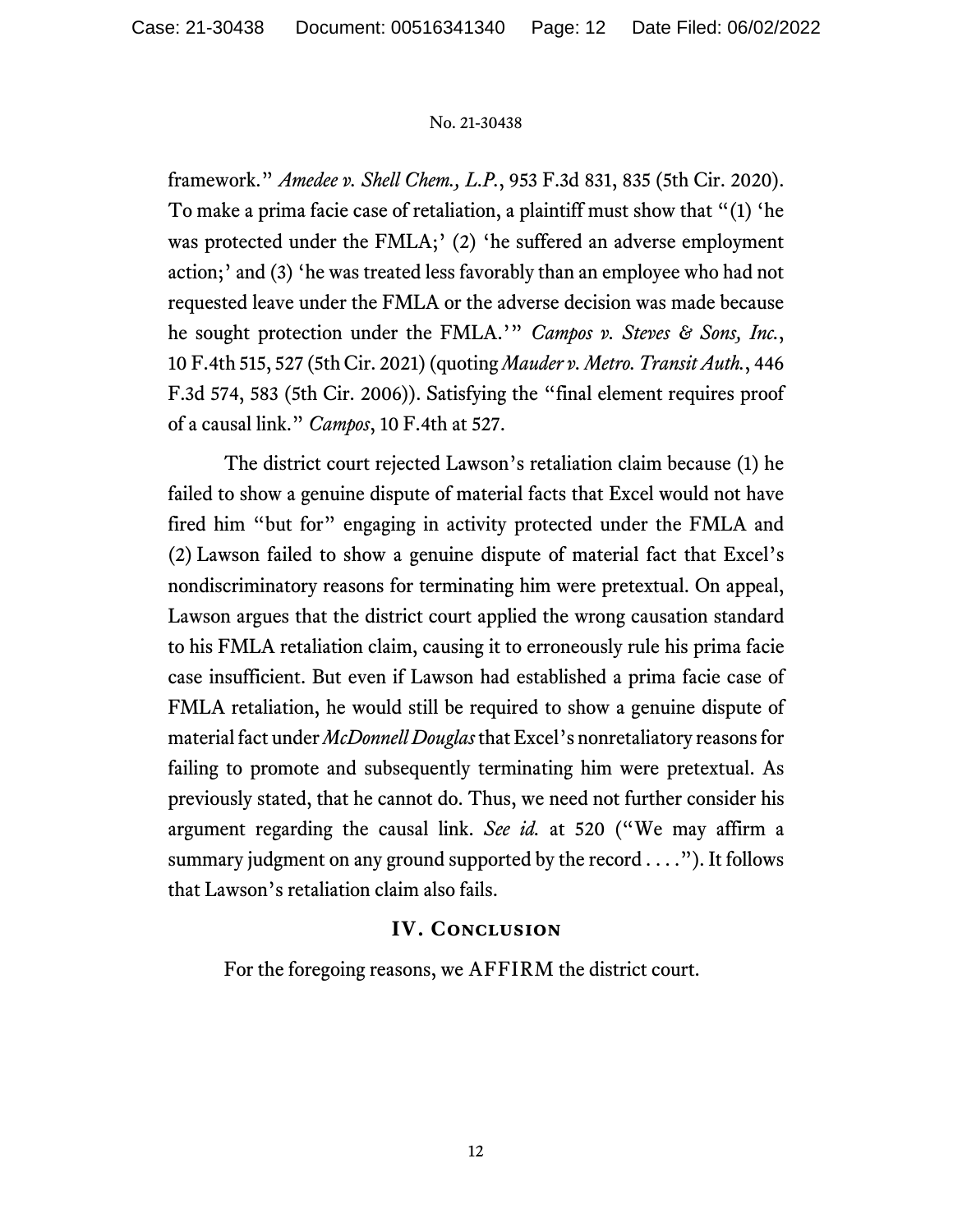framework." *Amedee v. Shell Chem., L.P.*, 953 F.3d 831, 835 (5th Cir. 2020). To make a prima facie case of retaliation, a plaintiff must show that "(1) 'he was protected under the FMLA;' (2) 'he suffered an adverse employment action;' and (3) 'he was treated less favorably than an employee who had not requested leave under the FMLA or the adverse decision was made because he sought protection under the FMLA.'" *Campos v. Steves & Sons, Inc.*, 10 F.4th 515, 527 (5th Cir. 2021) (quoting *Mauder v. Metro. Transit Auth.*, 446 F.3d 574, 583 (5th Cir. 2006)). Satisfying the "final element requires proof of a causal link." *Campos*, 10 F.4th at 527.

The district court rejected Lawson's retaliation claim because (1) he failed to show a genuine dispute of material facts that Excel would not have fired him "but for" engaging in activity protected under the FMLA and (2) Lawson failed to show a genuine dispute of material fact that Excel's nondiscriminatory reasons for terminating him were pretextual. On appeal, Lawson argues that the district court applied the wrong causation standard to his FMLA retaliation claim, causing it to erroneously rule his prima facie case insufficient. But even if Lawson had established a prima facie case of FMLA retaliation, he would still be required to show a genuine dispute of material fact under *McDonnell Douglas* that Excel's nonretaliatory reasons for failing to promote and subsequently terminating him were pretextual. As previously stated, that he cannot do. Thus, we need not further consider his argument regarding the causal link. *See id.* at 520 ("We may affirm a summary judgment on any ground supported by the record . . . ."). It follows that Lawson's retaliation claim also fails.

## IV. Conclusion

For the foregoing reasons, we AFFIRM the district court.